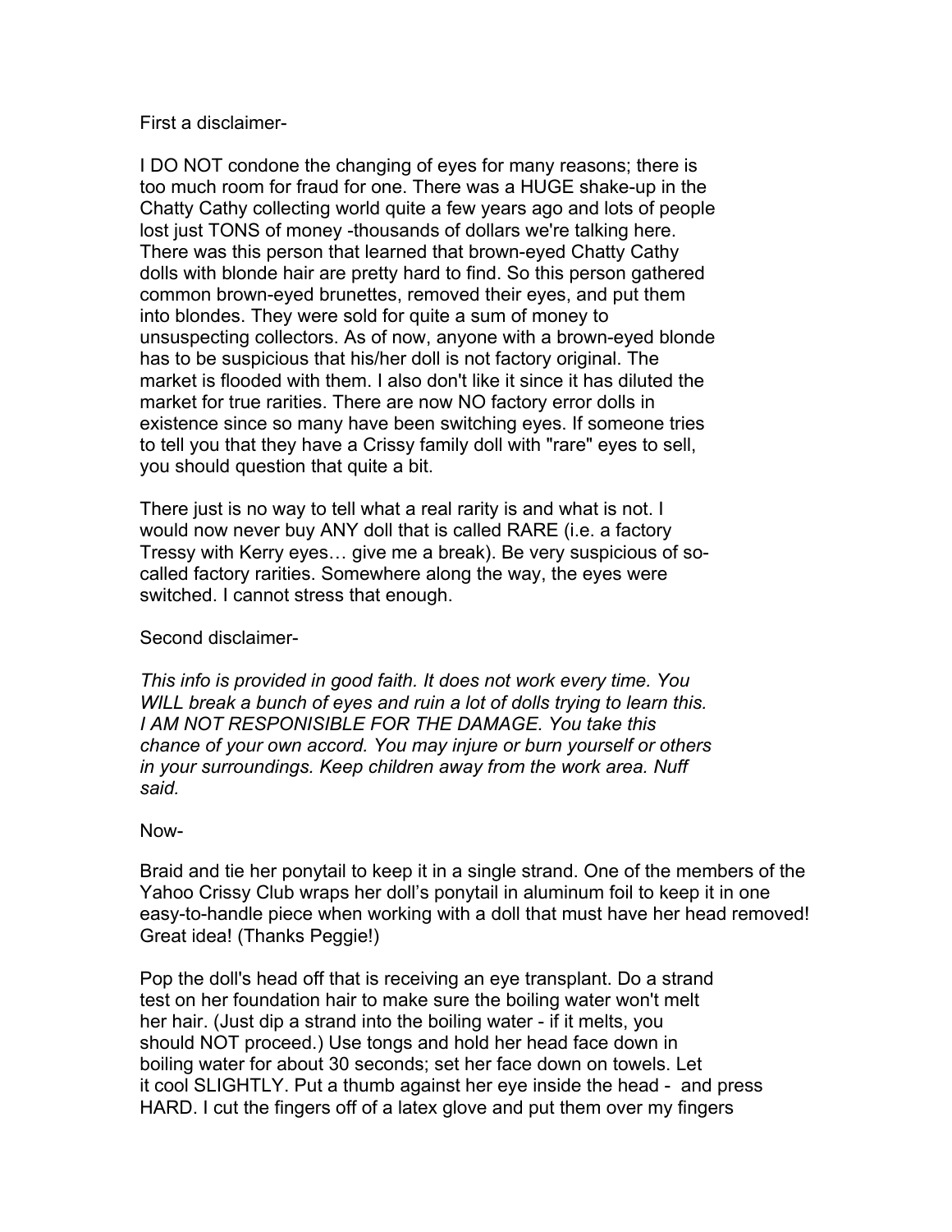First a disclaimer-

I DO NOT condone the changing of eyes for many reasons; there is too much room for fraud for one. There was a HUGE shake-up in the Chatty Cathy collecting world quite a few years ago and lots of people lost just TONS of money -thousands of dollars we're talking here. There was this person that learned that brown-eyed Chatty Cathy dolls with blonde hair are pretty hard to find. So this person gathered common brown-eyed brunettes, removed their eyes, and put them into blondes. They were sold for quite a sum of money to unsuspecting collectors. As of now, anyone with a brown-eyed blonde has to be suspicious that his/her doll is not factory original. The market is flooded with them. I also don't like it since it has diluted the market for true rarities. There are now NO factory error dolls in existence since so many have been switching eyes. If someone tries to tell you that they have a Crissy family doll with "rare" eyes to sell, you should question that quite a bit.

There just is no way to tell what a real rarity is and what is not. I would now never buy ANY doll that is called RARE (i.e. a factory Tressy with Kerry eyes… give me a break). Be very suspicious of so-called factory rarities. Somewhere along the way, the eyes were switched. I cannot stress that enough.

Second disclaimer-

*This info is provided in good faith. It does not work every time. You WILL break a bunch of eyes and ruin a lot of dolls trying to learn this. I AM NOT RESPONISIBLE FOR THE DAMAGE. You take this chance of your own accord. You may injure or burn yourself or others in your surroundings. Keep children away from the work area. Nuff said.*

Now-

Braid and tie her ponytail to keep it in a single strand. One of the members of the Yahoo Crissy Club wraps her doll's ponytail in aluminum foil to keep it in one easy-to-handle piece when working with a doll that must have her head removed! Great idea! (Thanks Peggie!)

Pop the doll's head off that is receiving an eye transplant. Do a strand test on her foundation hair to make sure the boiling water won't melt her hair. (Just dip a strand into the boiling water - if it melts, you should NOT proceed.) Use tongs and hold her head face down in boiling water for about 30 seconds; set her face down on towels. Let it cool SLIGHTLY. Put a thumb against her eye inside the head - and press HARD. I cut the fingers off of a latex glove and put them over my fingers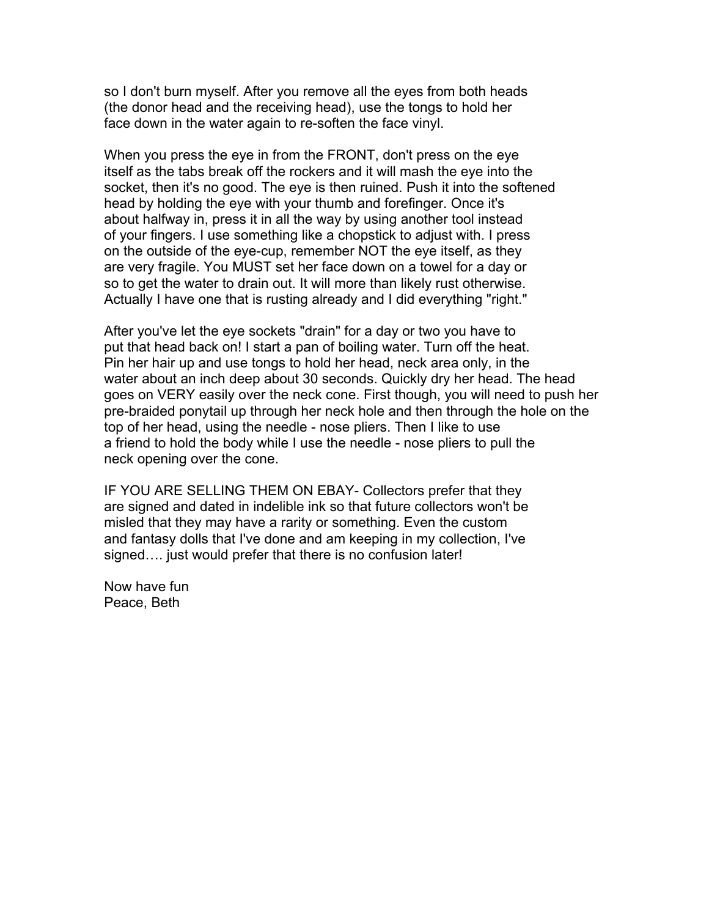so I don't burn myself. After you remove all the eyes from both heads (the donor head and the receiving head), use the tongs to hold her face down in the water again to re-soften the face vinyl.

When you press the eye in from the FRONT, don't press on the eye itself as the tabs break off the rockers and it will mash the eye into the socket, then it's no good. The eye is then ruined. Push it into the softened head by holding the eye with your thumb and forefinger. Once it's about halfway in, press it in all the way by using another tool instead of your fingers. I use something like a chopstick to adjust with. I press on the outside of the eye-cup, remember NOT the eye itself, as they are very fragile. You MUST set her face down on a towel for a day or so to get the water to drain out. It will more than likely rust otherwise. Actually I have one that is rusting already and I did everything "right."

After you've let the eye sockets "drain" for a day or two you have to put that head back on! I start a pan of boiling water. Turn off the heat. Pin her hair up and use tongs to hold her head, neck area only, in the water about an inch deep about 30 seconds. Quickly dry her head. The head goes on VERY easily over the neck cone. First though, you will need to push her pre-braided ponytail up through her neck hole and then through the hole on the top of her head, using the needle - nose pliers. Then I like to use a friend to hold the body while I use the needle - nose pliers to pull the neck opening over the cone.

IF YOU ARE SELLING THEM ON EBAY- Collectors prefer that they are signed and dated in indelible ink so that future collectors won't be misled that they may have a rarity or something. Even the custom and fantasy dolls that I've done and am keeping in my collection, I've signed…. just would prefer that there is no confusion later!

Now have fun
Peace, Beth